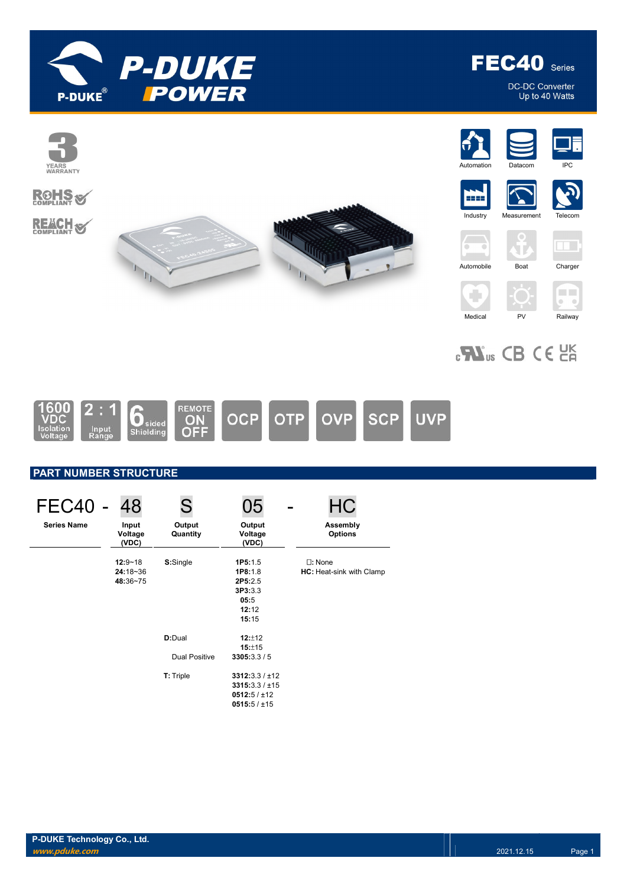# FEC40 Series

DC-DC Converter
Up to 40 Watts

3 YEARS WARRANTY

ROHS COMPLIANT

REACH COMPLIANT

Automation | Datacom | IPC | Industry | Measurement | Telecom | Automobile | Boat | Charger | Medical | PV | Railway

1600 VDC Isolation Voltage | 2 : 1 Input Range | 6 sided Shielding | REMOTE ON OFF | OCP | OTP | OVP | SCP | UVP

## PART NUMBER STRUCTURE

| FEC40 - | 48 | S | 05 | - HC |
|---|---|---|---|---|
| Series Name | Input Voltage (VDC) | Output Quantity | Output Voltage (VDC) | Assembly Options |
| | **12**:9~18<br>**24**:18~36<br>**48**:36~75 | **S**:Single | **1P5**:1.5<br>**1P8**:1.8<br>**2P5**:2.5<br>**3P3**:3.3<br>**05**:5<br>**12**:12<br>**15**:15 | ☐: None<br>**HC**: Heat-sink with Clamp |
| | | **D**:Dual | **12**:±12<br>**15**:±15 | |
| | | Dual Positive | **3305**:3.3 / 5 | |
| | | **T**: Triple | **3312**:3.3 / ±12<br>**3315**:3.3 / ±15<br>**0512**:5 / ±12<br>**0515**:5 / ±15 | |

P-DUKE Technology Co., Ltd.
*www.pduke.com*

2021.12.15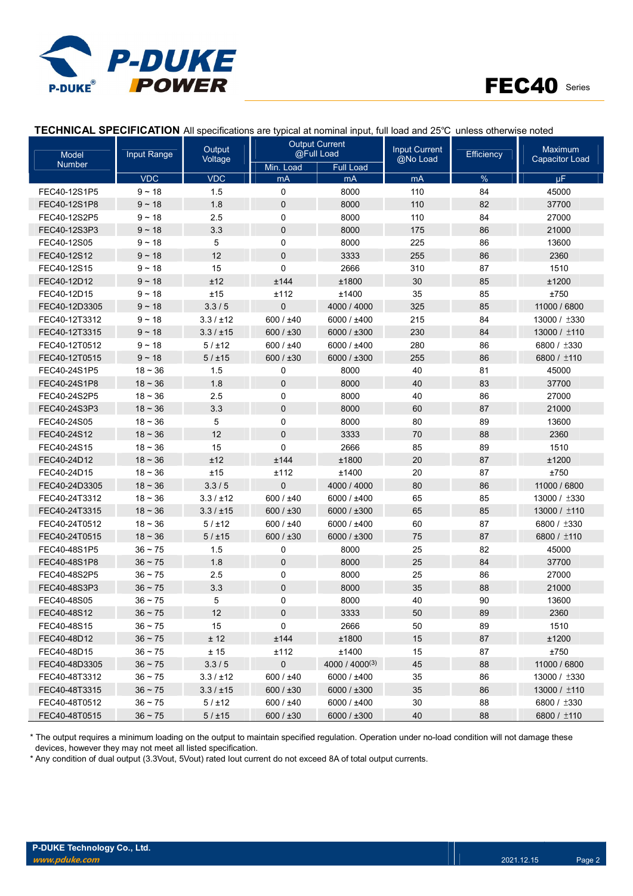## TECHNICAL SPECIFICATION
All specifications are typical at nominal input, full load and 25℃ unless otherwise noted

| Model Number | Input Range | Output Voltage | Output Current @Full Load | | Input Current @No Load | Efficiency | Maximum Capacitor Load |
|---|---|---|---|---|---|---|---|
| | | | Min. Load | Full Load | | | |
| | VDC | VDC | mA | mA | mA | % | µF |
| FEC40-12S1P5 | 9 ~ 18 | 1.5 | 0 | 8000 | 110 | 84 | 45000 |
| FEC40-12S1P8 | 9 ~ 18 | 1.8 | 0 | 8000 | 110 | 82 | 37700 |
| FEC40-12S2P5 | 9 ~ 18 | 2.5 | 0 | 8000 | 110 | 84 | 27000 |
| FEC40-12S3P3 | 9 ~ 18 | 3.3 | 0 | 8000 | 175 | 86 | 21000 |
| FEC40-12S05 | 9 ~ 18 | 5 | 0 | 8000 | 225 | 86 | 13600 |
| FEC40-12S12 | 9 ~ 18 | 12 | 0 | 3333 | 255 | 86 | 2360 |
| FEC40-12S15 | 9 ~ 18 | 15 | 0 | 2666 | 310 | 87 | 1510 |
| FEC40-12D12 | 9 ~ 18 | ±12 | ±144 | ±1800 | 30 | 85 | ±1200 |
| FEC40-12D15 | 9 ~ 18 | ±15 | ±112 | ±1400 | 35 | 85 | ±750 |
| FEC40-12D3305 | 9 ~ 18 | 3.3 / 5 | 0 | 4000 / 4000 | 325 | 85 | 11000 / 6800 |
| FEC40-12T3312 | 9 ~ 18 | 3.3 / ±12 | 600 / ±40 | 6000 / ±400 | 215 | 84 | 13000 / ±330 |
| FEC40-12T3315 | 9 ~ 18 | 3.3 / ±15 | 600 / ±30 | 6000 / ±300 | 230 | 84 | 13000 / ±110 |
| FEC40-12T0512 | 9 ~ 18 | 5 / ±12 | 600 / ±40 | 6000 / ±400 | 280 | 86 | 6800 / ±330 |
| FEC40-12T0515 | 9 ~ 18 | 5 / ±15 | 600 / ±30 | 6000 / ±300 | 255 | 86 | 6800 / ±110 |
| FEC40-24S1P5 | 18 ~ 36 | 1.5 | 0 | 8000 | 40 | 81 | 45000 |
| FEC40-24S1P8 | 18 ~ 36 | 1.8 | 0 | 8000 | 40 | 83 | 37700 |
| FEC40-24S2P5 | 18 ~ 36 | 2.5 | 0 | 8000 | 40 | 86 | 27000 |
| FEC40-24S3P3 | 18 ~ 36 | 3.3 | 0 | 8000 | 60 | 87 | 21000 |
| FEC40-24S05 | 18 ~ 36 | 5 | 0 | 8000 | 80 | 89 | 13600 |
| FEC40-24S12 | 18 ~ 36 | 12 | 0 | 3333 | 70 | 88 | 2360 |
| FEC40-24S15 | 18 ~ 36 | 15 | 0 | 2666 | 85 | 89 | 1510 |
| FEC40-24D12 | 18 ~ 36 | ±12 | ±144 | ±1800 | 20 | 87 | ±1200 |
| FEC40-24D15 | 18 ~ 36 | ±15 | ±112 | ±1400 | 20 | 87 | ±750 |
| FEC40-24D3305 | 18 ~ 36 | 3.3 / 5 | 0 | 4000 / 4000 | 80 | 86 | 11000 / 6800 |
| FEC40-24T3312 | 18 ~ 36 | 3.3 / ±12 | 600 / ±40 | 6000 / ±400 | 65 | 85 | 13000 / ±330 |
| FEC40-24T3315 | 18 ~ 36 | 3.3 / ±15 | 600 / ±30 | 6000 / ±300 | 65 | 85 | 13000 / ±110 |
| FEC40-24T0512 | 18 ~ 36 | 5 / ±12 | 600 / ±40 | 6000 / ±400 | 60 | 87 | 6800 / ±330 |
| FEC40-24T0515 | 18 ~ 36 | 5 / ±15 | 600 / ±30 | 6000 / ±300 | 75 | 87 | 6800 / ±110 |
| FEC40-48S1P5 | 36 ~ 75 | 1.5 | 0 | 8000 | 25 | 82 | 45000 |
| FEC40-48S1P8 | 36 ~ 75 | 1.8 | 0 | 8000 | 25 | 84 | 37700 |
| FEC40-48S2P5 | 36 ~ 75 | 2.5 | 0 | 8000 | 25 | 86 | 27000 |
| FEC40-48S3P3 | 36 ~ 75 | 3.3 | 0 | 8000 | 35 | 88 | 21000 |
| FEC40-48S05 | 36 ~ 75 | 5 | 0 | 8000 | 40 | 90 | 13600 |
| FEC40-48S12 | 36 ~ 75 | 12 | 0 | 3333 | 50 | 89 | 2360 |
| FEC40-48S15 | 36 ~ 75 | 15 | 0 | 2666 | 50 | 89 | 1510 |
| FEC40-48D12 | 36 ~ 75 | ± 12 | ±144 | ±1800 | 15 | 87 | ±1200 |
| FEC40-48D15 | 36 ~ 75 | ± 15 | ±112 | ±1400 | 15 | 87 | ±750 |
| FEC40-48D3305 | 36 ~ 75 | 3.3 / 5 | 0 | 4000 / 4000(3) | 45 | 88 | 11000 / 6800 |
| FEC40-48T3312 | 36 ~ 75 | 3.3 / ±12 | 600 / ±40 | 6000 / ±400 | 35 | 86 | 13000 / ±330 |
| FEC40-48T3315 | 36 ~ 75 | 3.3 / ±15 | 600 / ±30 | 6000 / ±300 | 35 | 86 | 13000 / ±110 |
| FEC40-48T0512 | 36 ~ 75 | 5 / ±12 | 600 / ±40 | 6000 / ±400 | 30 | 88 | 6800 / ±330 |
| FEC40-48T0515 | 36 ~ 75 | 5 / ±15 | 600 / ±30 | 6000 / ±300 | 40 | 88 | 6800 / ±110 |

* The output requires a minimum loading on the output to maintain specified regulation. Operation under no-load condition will not damage these devices, however they may not meet all listed specification.
* Any condition of dual output (3.3Vout, 5Vout) rated Iout current do not exceed 8A of total output currents.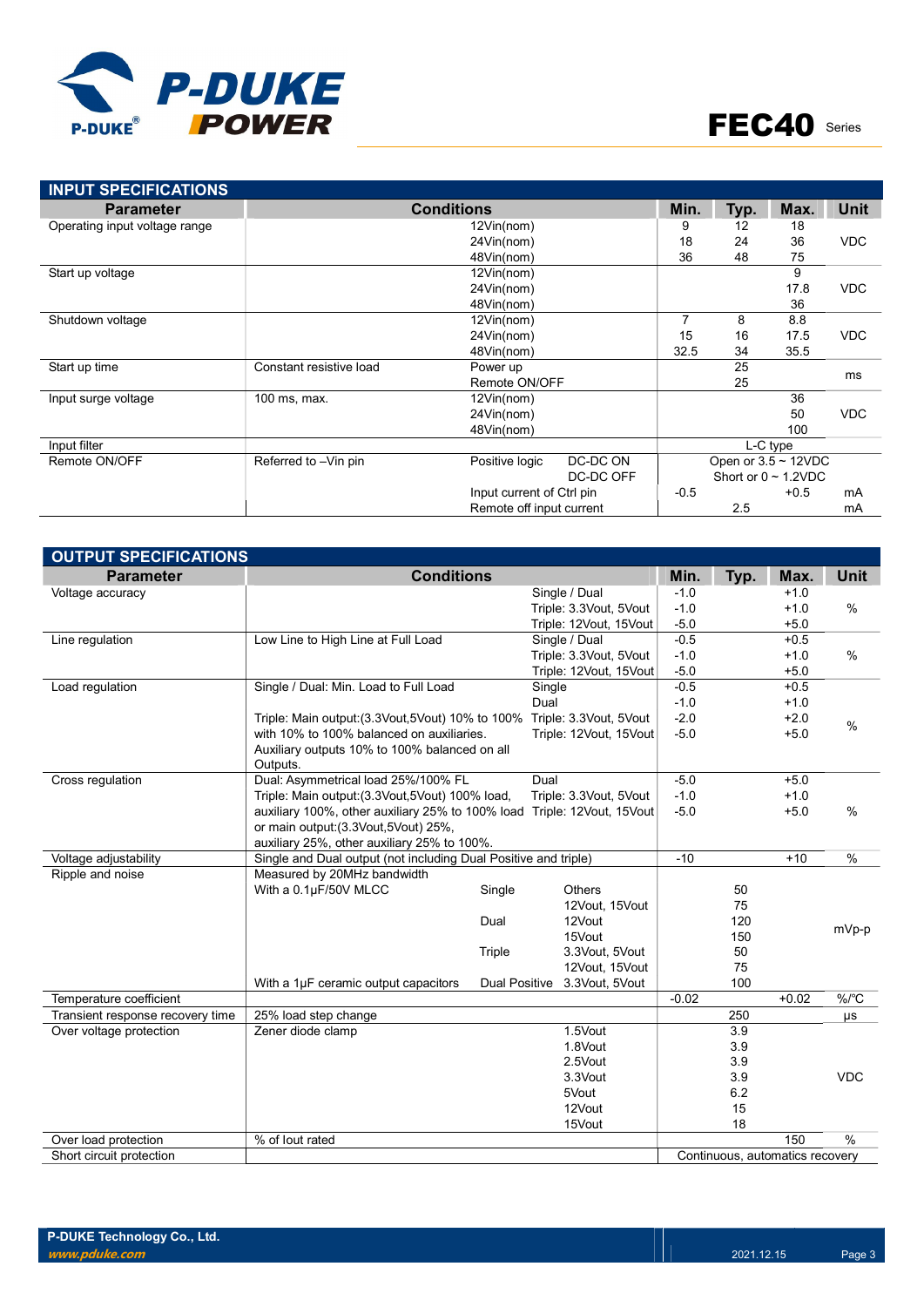## INPUT SPECIFICATIONS

| Parameter | Conditions | | | Min. | Typ. | Max. | Unit |
|---|---|---|---|---|---|---|---|
| Operating input voltage range | | 12Vin(nom) | | 9 | 12 | 18 | VDC |
| | | 24Vin(nom) | | 18 | 24 | 36 | |
| | | 48Vin(nom) | | 36 | 48 | 75 | |
| Start up voltage | | 12Vin(nom) | | | | 9 | VDC |
| | | 24Vin(nom) | | | | 17.8 | |
| | | 48Vin(nom) | | | | 36 | |
| Shutdown voltage | | 12Vin(nom) | | 7 | 8 | 8.8 | VDC |
| | | 24Vin(nom) | | 15 | 16 | 17.5 | |
| | | 48Vin(nom) | | 32.5 | 34 | 35.5 | |
| Start up time | Constant resistive load | Power up | | | 25 | | ms |
| | | Remote ON/OFF | | | 25 | | |
| Input surge voltage | 100 ms, max. | 12Vin(nom) | | | | 36 | VDC |
| | | 24Vin(nom) | | | | 50 | |
| | | 48Vin(nom) | | | | 100 | |
| Input filter | | | | L-C type | | | |
| Remote ON/OFF | Referred to –Vin pin | Positive logic | DC-DC ON | Open or 3.5 ~ 12VDC | | | |
| | | | DC-DC OFF | Short or 0 ~ 1.2VDC | | | |
| | | Input current of Ctrl pin | | -0.5 | | +0.5 | mA |
| | | Remote off input current | | | 2.5 | | mA |

## OUTPUT SPECIFICATIONS

| Parameter | Conditions | | | Min. | Typ. | Max. | Unit |
|---|---|---|---|---|---|---|---|
| Voltage accuracy | | | Single / Dual | -1.0 | | +1.0 | % |
| | | | Triple: 3.3Vout, 5Vout | -1.0 | | +1.0 | |
| | | | Triple: 12Vout, 15Vout | -5.0 | | +5.0 | |
| Line regulation | Low Line to High Line at Full Load | | Single / Dual | -0.5 | | +0.5 | % |
| | | | Triple: 3.3Vout, 5Vout | -1.0 | | +1.0 | |
| | | | Triple: 12Vout, 15Vout | -5.0 | | +5.0 | |
| Load regulation | Single / Dual: Min. Load to Full Load | | Single | -0.5 | | +0.5 | % |
| | | | Dual | -1.0 | | +1.0 | |
| | Triple: Main output:(3.3Vout,5Vout) 10% to 100% with 10% to 100% balanced on auxiliaries. Auxiliary outputs 10% to 100% balanced on all Outputs. | | Triple: 3.3Vout, 5Vout | -2.0 | | +2.0 | |
| | | | Triple: 12Vout, 15Vout | -5.0 | | +5.0 | |
| Cross regulation | Dual: Asymmetrical load 25%/100% FL | | Dual | -5.0 | | +5.0 | % |
| | Triple: Main output:(3.3Vout,5Vout) 100% load, auxiliary 100%, other auxiliary 25% to 100% load or main output:(3.3Vout,5Vout) 25%, auxiliary 25%, other auxiliary 25% to 100%. | | Triple: 3.3Vout, 5Vout | -1.0 | | +1.0 | |
| | | | Triple: 12Vout, 15Vout | -5.0 | | +5.0 | |
| Voltage adjustability | Single and Dual output (not including Dual Positive and triple) | | | -10 | | +10 | % |
| Ripple and noise | Measured by 20MHz bandwidth | | | | | | mVp-p |
| | With a 0.1µF/50V MLCC | Single | Others | | 50 | | |
| | | | 12Vout, 15Vout | | 75 | | |
| | | Dual | 12Vout | | 120 | | |
| | | | 15Vout | | 150 | | |
| | | Triple | 3.3Vout, 5Vout | | 50 | | |
| | | | 12Vout, 15Vout | | 75 | | |
| | With a 1µF ceramic output capacitors | Dual Positive | 3.3Vout, 5Vout | | 100 | | |
| Temperature coefficient | | | | -0.02 | | +0.02 | %/°C |
| Transient response recovery time | 25% load step change | | | | 250 | | µs |
| Over voltage protection | Zener diode clamp | | 1.5Vout | | 3.9 | | VDC |
| | | | 1.8Vout | | 3.9 | | |
| | | | 2.5Vout | | 3.9 | | |
| | | | 3.3Vout | | 3.9 | | |
| | | | 5Vout | | 6.2 | | |
| | | | 12Vout | | 15 | | |
| | | | 15Vout | | 18 | | |
| Over load protection | % of Iout rated | | | | | 150 | % |
| Short circuit protection | | | | Continuous, automatics recovery | | | |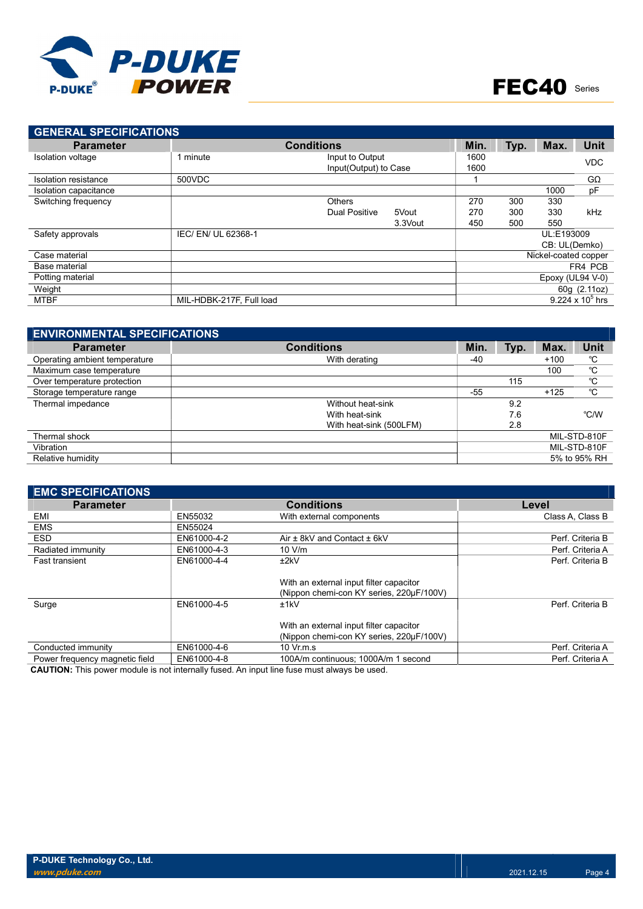# FEC40 Series

## GENERAL SPECIFICATIONS

| Parameter | Conditions | | | Min. | Typ. | Max. | Unit |
|---|---|---|---|---|---|---|---|
| Isolation voltage | 1 minute | Input to Output | | 1600 | | | VDC |
| | | Input(Output) to Case | | 1600 | | | |
| Isolation resistance | 500VDC | | | 1 | | | GΩ |
| Isolation capacitance | | | | | | 1000 | pF |
| Switching frequency | | Others | | 270 | 300 | 330 | kHz |
| | | Dual Positive | 5Vout | 270 | 300 | 330 | |
| | | | 3.3Vout | 450 | 500 | 550 | |
| Safety approvals | IEC/ EN/ UL 62368-1 | | | UL:E193009 | | | |
| | | | | CB: UL(Demko) | | | |
| Case material | | | | Nickel-coated copper | | | |
| Base material | | | | FR4 PCB | | | |
| Potting material | | | | Epoxy (UL94 V-0) | | | |
| Weight | | | | 60g (2.11oz) | | | |
| MTBF | MIL-HDBK-217F, Full load | | | $9.224 \times 10^5$ hrs | | | |

## ENVIRONMENTAL SPECIFICATIONS

| Parameter | Conditions | Min. | Typ. | Max. | Unit |
|---|---|---|---|---|---|
| Operating ambient temperature | With derating | -40 | | +100 | ℃ |
| Maximum case temperature | | | | 100 | ℃ |
| Over temperature protection | | | 115 | | ℃ |
| Storage temperature range | | -55 | | +125 | ℃ |
| Thermal impedance | Without heat-sink | | 9.2 | | ℃/W |
| | With heat-sink | | 7.6 | | |
| | With heat-sink (500LFM) | | 2.8 | | |
| Thermal shock | | MIL-STD-810F | | | |
| Vibration | | MIL-STD-810F | | | |
| Relative humidity | | 5% to 95% RH | | | |

## EMC SPECIFICATIONS

| Parameter | Conditions | | Level |
|---|---|---|---|
| EMI | EN55032 | With external components | Class A, Class B |
| EMS | EN55024 | | |
| ESD | EN61000-4-2 | Air ± 8kV and Contact ± 6kV | Perf. Criteria B |
| Radiated immunity | EN61000-4-3 | 10 V/m | Perf. Criteria A |
| Fast transient | EN61000-4-4 | ±2kV<br>With an external input filter capacitor (Nippon chemi-con KY series, 220µF/100V) | Perf. Criteria B |
| Surge | EN61000-4-5 | ±1kV<br>With an external input filter capacitor (Nippon chemi-con KY series, 220µF/100V) | Perf. Criteria B |
| Conducted immunity | EN61000-4-6 | 10 Vr.m.s | Perf. Criteria A |
| Power frequency magnetic field | EN61000-4-8 | 100A/m continuous; 1000A/m 1 second | Perf. Criteria A |

**CAUTION:** This power module is not internally fused. An input line fuse must always be used.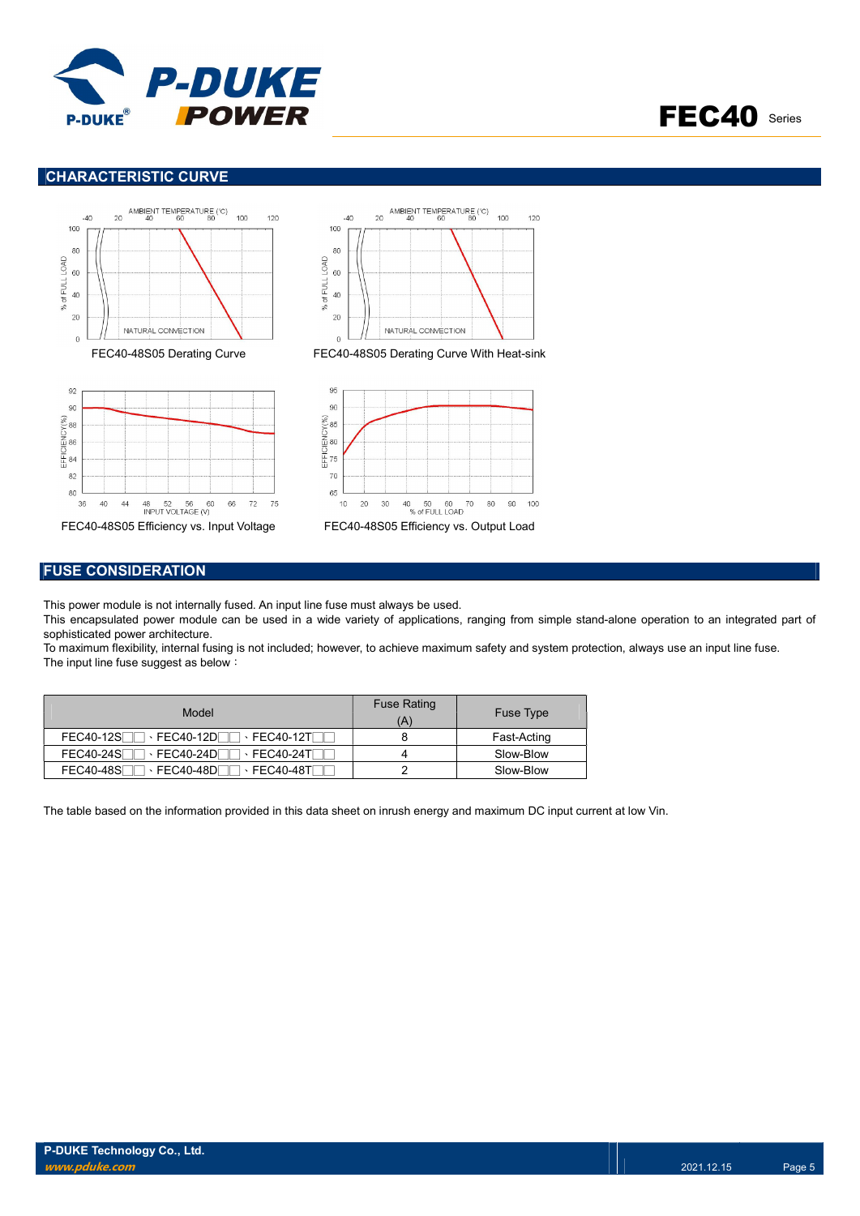## CHARACTERISTIC CURVE

FEC40-48S05 Derating Curve

FEC40-48S05 Derating Curve With Heat-sink

FEC40-48S05 Efficiency vs. Input Voltage

FEC40-48S05 Efficiency vs. Output Load

## FUSE CONSIDERATION

This power module is not internally fused. An input line fuse must always be used.
This encapsulated power module can be used in a wide variety of applications, ranging from simple stand-alone operation to an integrated part of sophisticated power architecture.
To maximum flexibility, internal fusing is not included; however, to achieve maximum safety and system protection, always use an input line fuse.
The input line fuse suggest as below：

| Model | Fuse Rating (A) | Fuse Type |
|---|---|---|
| FEC40-12S□□、FEC40-12D□□、FEC40-12T□□ | 8 | Fast-Acting |
| FEC40-24S□□、FEC40-24D□□、FEC40-24T□□ | 4 | Slow-Blow |
| FEC40-48S□□、FEC40-48D□□、FEC40-48T□□ | 2 | Slow-Blow |

The table based on the information provided in this data sheet on inrush energy and maximum DC input current at low Vin.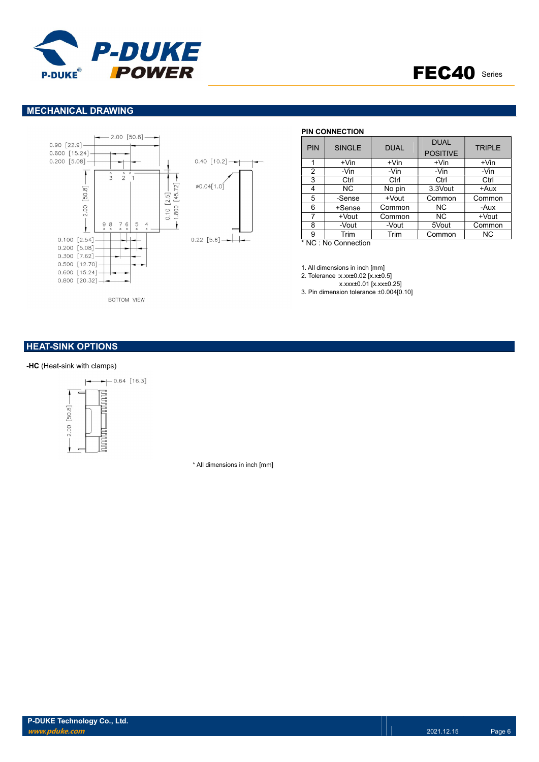## MECHANICAL DRAWING

0.90 [22.9]
0.600 [15.24]
0.200 [5.08]
2.00 [50.8]
2.00 [50.8]
0.10 [2.5]
1.800 [45.72]
0.40 [10.2]
ø0.04[1.0]
0.22 [5.6]
0.100 [2.54]
0.200 [5.08]
0.300 [7.62]
0.500 [12.70]
0.600 [15.24]
0.800 [20.32]

BOTTOM VIEW

### PIN CONNECTION

| PIN | SINGLE | DUAL | DUAL POSITIVE | TRIPLE |
|---|---|---|---|---|
| 1 | +Vin | +Vin | +Vin | +Vin |
| 2 | -Vin | -Vin | -Vin | -Vin |
| 3 | Ctrl | Ctrl | Ctrl | Ctrl |
| 4 | NC | No pin | 3.3Vout | +Aux |
| 5 | -Sense | +Vout | Common | Common |
| 6 | +Sense | Common | NC | -Aux |
| 7 | +Vout | Common | NC | +Vout |
| 8 | -Vout | -Vout | 5Vout | Common |
| 9 | Trim | Trim | Common | NC |

* NC : No Connection

1. All dimensions in inch [mm]
2. Tolerance :x.xx±0.02 [x.x±0.5]
   x.xxx±0.01 [x.xx±0.25]
3. Pin dimension tolerance ±0.004[0.10]

## HEAT-SINK OPTIONS

**-HC** (Heat-sink with clamps)

0.64 [16.3]
2.00 [50.8]

* All dimensions in inch [mm]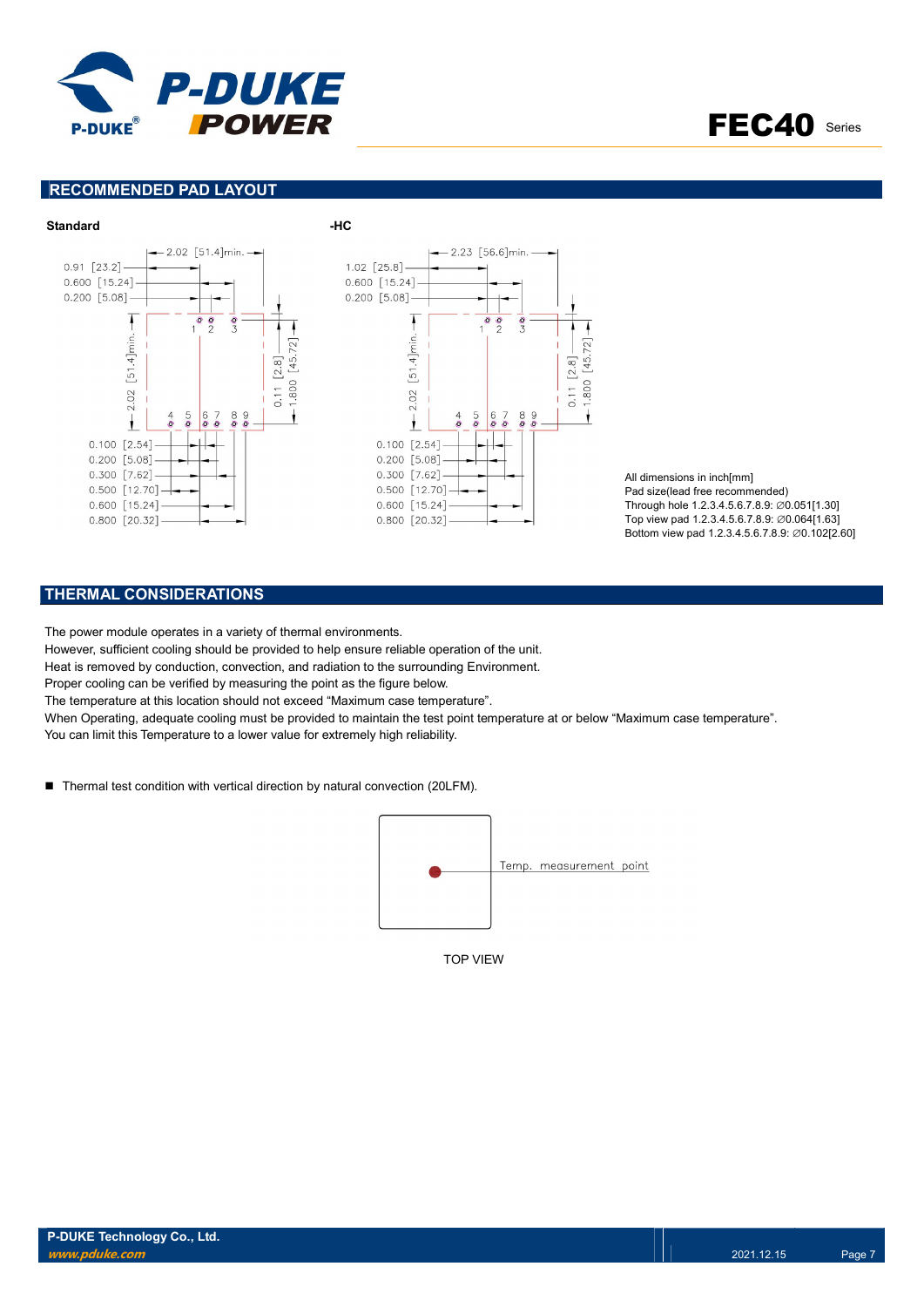## RECOMMENDED PAD LAYOUT

**Standard**

**-HC**

All dimensions in inch[mm]
Pad size(lead free recommended)
Through hole 1.2.3.4.5.6.7.8.9: ∅0.051[1.30]
Top view pad 1.2.3.4.5.6.7.8.9: ∅0.064[1.63]
Bottom view pad 1.2.3.4.5.6.7.8.9: ∅0.102[2.60]

## THERMAL CONSIDERATIONS

The power module operates in a variety of thermal environments.
However, sufficient cooling should be provided to help ensure reliable operation of the unit.
Heat is removed by conduction, convection, and radiation to the surrounding Environment.
Proper cooling can be verified by measuring the point as the figure below.
The temperature at this location should not exceed “Maximum case temperature”.
When Operating, adequate cooling must be provided to maintain the test point temperature at or below “Maximum case temperature”.
You can limit this Temperature to a lower value for extremely high reliability.

- Thermal test condition with vertical direction by natural convection (20LFM).

Temp. measurement point

TOP VIEW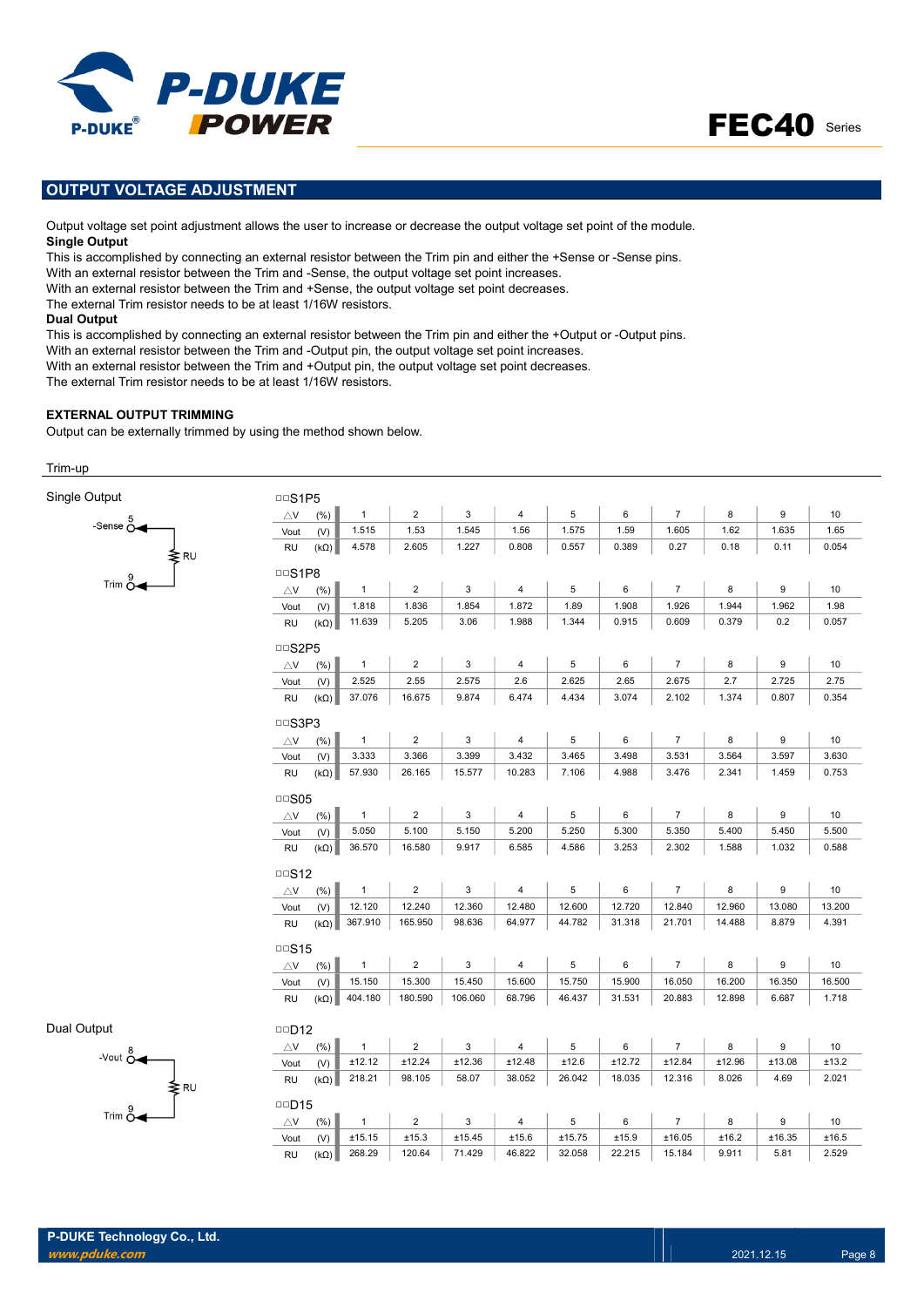## OUTPUT VOLTAGE ADJUSTMENT

Output voltage set point adjustment allows the user to increase or decrease the output voltage set point of the module.

**Single Output**

This is accomplished by connecting an external resistor between the Trim pin and either the +Sense or -Sense pins.
With an external resistor between the Trim and -Sense, the output voltage set point increases.
With an external resistor between the Trim and +Sense, the output voltage set point decreases.
The external Trim resistor needs to be at least 1/16W resistors.

**Dual Output**

This is accomplished by connecting an external resistor between the Trim pin and either the +Output or -Output pins.
With an external resistor between the Trim and -Output pin, the output voltage set point increases.
With an external resistor between the Trim and +Output pin, the output voltage set point decreases.
The external Trim resistor needs to be at least 1/16W resistors.

### EXTERNAL OUTPUT TRIMMING

Output can be externally trimmed by using the method shown below.

Trim-up

Single Output

-Sense 5 — RU — Trim 9

□□S1P5

| △V (%) | 1 | 2 | 3 | 4 | 5 | 6 | 7 | 8 | 9 | 10 |
|---|---|---|---|---|---|---|---|---|---|---|
| Vout (V) | 1.515 | 1.53 | 1.545 | 1.56 | 1.575 | 1.59 | 1.605 | 1.62 | 1.635 | 1.65 |
| RU (kΩ) | 4.578 | 2.605 | 1.227 | 0.808 | 0.557 | 0.389 | 0.27 | 0.18 | 0.11 | 0.054 |

□□S1P8

| △V (%) | 1 | 2 | 3 | 4 | 5 | 6 | 7 | 8 | 9 | 10 |
|---|---|---|---|---|---|---|---|---|---|---|
| Vout (V) | 1.818 | 1.836 | 1.854 | 1.872 | 1.89 | 1.908 | 1.926 | 1.944 | 1.962 | 1.98 |
| RU (kΩ) | 11.639 | 5.205 | 3.06 | 1.988 | 1.344 | 0.915 | 0.609 | 0.379 | 0.2 | 0.057 |

□□S2P5

| △V (%) | 1 | 2 | 3 | 4 | 5 | 6 | 7 | 8 | 9 | 10 |
|---|---|---|---|---|---|---|---|---|---|---|
| Vout (V) | 2.525 | 2.55 | 2.575 | 2.6 | 2.625 | 2.65 | 2.675 | 2.7 | 2.725 | 2.75 |
| RU (kΩ) | 37.076 | 16.675 | 9.874 | 6.474 | 4.434 | 3.074 | 2.102 | 1.374 | 0.807 | 0.354 |

□□S3P3

| △V (%) | 1 | 2 | 3 | 4 | 5 | 6 | 7 | 8 | 9 | 10 |
|---|---|---|---|---|---|---|---|---|---|---|
| Vout (V) | 3.333 | 3.366 | 3.399 | 3.432 | 3.465 | 3.498 | 3.531 | 3.564 | 3.597 | 3.630 |
| RU (kΩ) | 57.930 | 26.165 | 15.577 | 10.283 | 7.106 | 4.988 | 3.476 | 2.341 | 1.459 | 0.753 |

□□S05

| △V (%) | 1 | 2 | 3 | 4 | 5 | 6 | 7 | 8 | 9 | 10 |
|---|---|---|---|---|---|---|---|---|---|---|
| Vout (V) | 5.050 | 5.100 | 5.150 | 5.200 | 5.250 | 5.300 | 5.350 | 5.400 | 5.450 | 5.500 |
| RU (kΩ) | 36.570 | 16.580 | 9.917 | 6.585 | 4.586 | 3.253 | 2.302 | 1.588 | 1.032 | 0.588 |

□□S12

| △V (%) | 1 | 2 | 3 | 4 | 5 | 6 | 7 | 8 | 9 | 10 |
|---|---|---|---|---|---|---|---|---|---|---|
| Vout (V) | 12.120 | 12.240 | 12.360 | 12.480 | 12.600 | 12.720 | 12.840 | 12.960 | 13.080 | 13.200 |
| RU (kΩ) | 367.910 | 165.950 | 98.636 | 64.977 | 44.782 | 31.318 | 21.701 | 14.488 | 8.879 | 4.391 |

□□S15

| △V (%) | 1 | 2 | 3 | 4 | 5 | 6 | 7 | 8 | 9 | 10 |
|---|---|---|---|---|---|---|---|---|---|---|
| Vout (V) | 15.150 | 15.300 | 15.450 | 15.600 | 15.750 | 15.900 | 16.050 | 16.200 | 16.350 | 16.500 |
| RU (kΩ) | 404.180 | 180.590 | 106.060 | 68.796 | 46.437 | 31.531 | 20.883 | 12.898 | 6.687 | 1.718 |

Dual Output

-Vout 8 — RU — Trim 9

□□D12

| △V (%) | 1 | 2 | 3 | 4 | 5 | 6 | 7 | 8 | 9 | 10 |
|---|---|---|---|---|---|---|---|---|---|---|
| Vout (V) | ±12.12 | ±12.24 | ±12.36 | ±12.48 | ±12.6 | ±12.72 | ±12.84 | ±12.96 | ±13.08 | ±13.2 |
| RU (kΩ) | 218.21 | 98.105 | 58.07 | 38.052 | 26.042 | 18.035 | 12.316 | 8.026 | 4.69 | 2.021 |

□□D15

| △V (%) | 1 | 2 | 3 | 4 | 5 | 6 | 7 | 8 | 9 | 10 |
|---|---|---|---|---|---|---|---|---|---|---|
| Vout (V) | ±15.15 | ±15.3 | ±15.45 | ±15.6 | ±15.75 | ±15.9 | ±16.05 | ±16.2 | ±16.35 | ±16.5 |
| RU (kΩ) | 268.29 | 120.64 | 71.429 | 46.822 | 32.058 | 22.215 | 15.184 | 9.911 | 5.81 | 2.529 |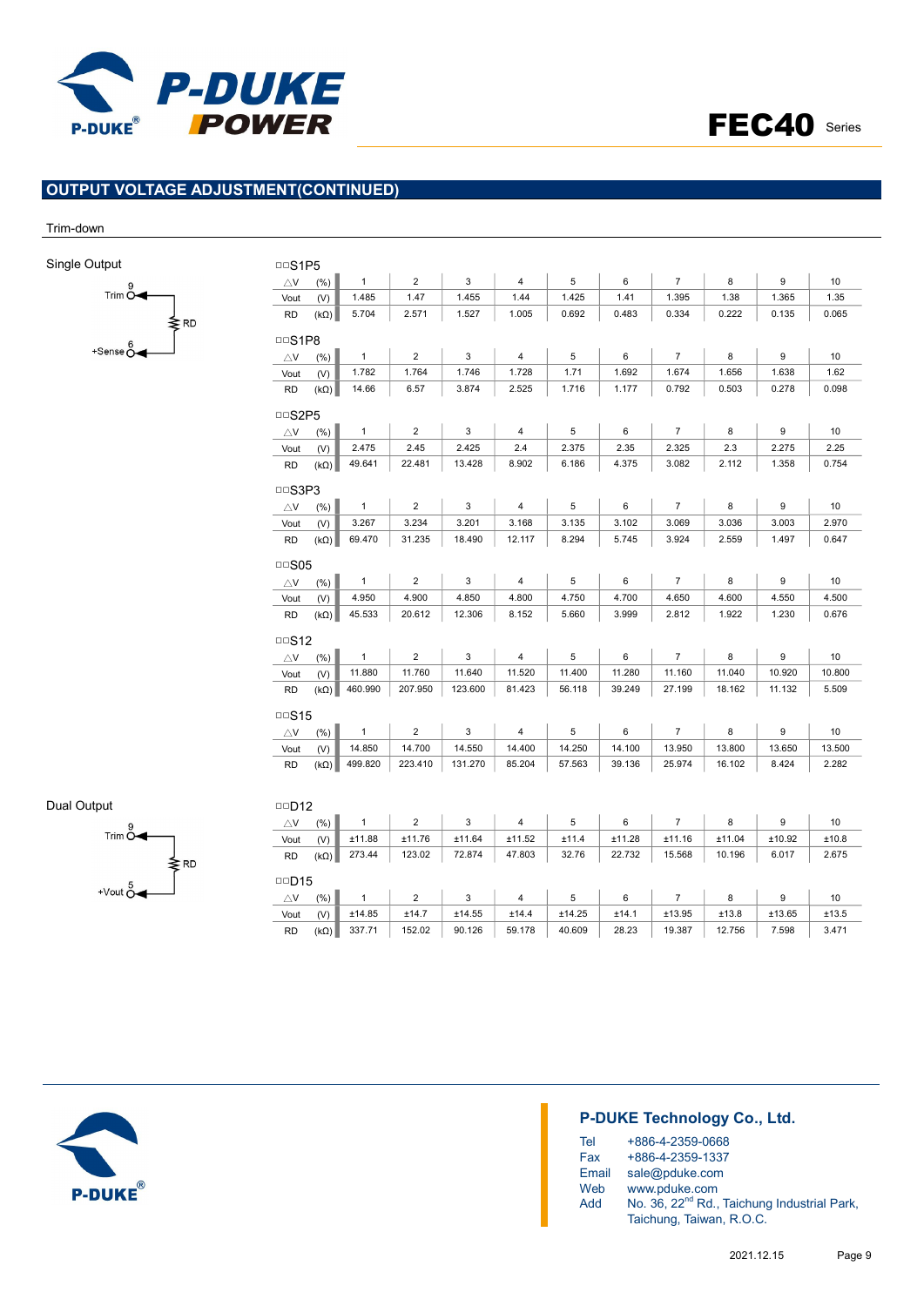## OUTPUT VOLTAGE ADJUSTMENT(CONTINUED)

Trim-down

Single Output

Trim 9
RD
+Sense 6

□□S1P5

| △V (%) | 1 | 2 | 3 | 4 | 5 | 6 | 7 | 8 | 9 | 10 |
|---|---|---|---|---|---|---|---|---|---|---|
| Vout (V) | 1.485 | 1.47 | 1.455 | 1.44 | 1.425 | 1.41 | 1.395 | 1.38 | 1.365 | 1.35 |
| RD (kΩ) | 5.704 | 2.571 | 1.527 | 1.005 | 0.692 | 0.483 | 0.334 | 0.222 | 0.135 | 0.065 |

□□S1P8

| △V (%) | 1 | 2 | 3 | 4 | 5 | 6 | 7 | 8 | 9 | 10 |
|---|---|---|---|---|---|---|---|---|---|---|
| Vout (V) | 1.782 | 1.764 | 1.746 | 1.728 | 1.71 | 1.692 | 1.674 | 1.656 | 1.638 | 1.62 |
| RD (kΩ) | 14.66 | 6.57 | 3.874 | 2.525 | 1.716 | 1.177 | 0.792 | 0.503 | 0.278 | 0.098 |

□□S2P5

| △V (%) | 1 | 2 | 3 | 4 | 5 | 6 | 7 | 8 | 9 | 10 |
|---|---|---|---|---|---|---|---|---|---|---|
| Vout (V) | 2.475 | 2.45 | 2.425 | 2.4 | 2.375 | 2.35 | 2.325 | 2.3 | 2.275 | 2.25 |
| RD (kΩ) | 49.641 | 22.481 | 13.428 | 8.902 | 6.186 | 4.375 | 3.082 | 2.112 | 1.358 | 0.754 |

□□S3P3

| △V (%) | 1 | 2 | 3 | 4 | 5 | 6 | 7 | 8 | 9 | 10 |
|---|---|---|---|---|---|---|---|---|---|---|
| Vout (V) | 3.267 | 3.234 | 3.201 | 3.168 | 3.135 | 3.102 | 3.069 | 3.036 | 3.003 | 2.970 |
| RD (kΩ) | 69.470 | 31.235 | 18.490 | 12.117 | 8.294 | 5.745 | 3.924 | 2.559 | 1.497 | 0.647 |

□□S05

| △V (%) | 1 | 2 | 3 | 4 | 5 | 6 | 7 | 8 | 9 | 10 |
|---|---|---|---|---|---|---|---|---|---|---|
| Vout (V) | 4.950 | 4.900 | 4.850 | 4.800 | 4.750 | 4.700 | 4.650 | 4.600 | 4.550 | 4.500 |
| RD (kΩ) | 45.533 | 20.612 | 12.306 | 8.152 | 5.660 | 3.999 | 2.812 | 1.922 | 1.230 | 0.676 |

□□S12

| △V (%) | 1 | 2 | 3 | 4 | 5 | 6 | 7 | 8 | 9 | 10 |
|---|---|---|---|---|---|---|---|---|---|---|
| Vout (V) | 11.880 | 11.760 | 11.640 | 11.520 | 11.400 | 11.280 | 11.160 | 11.040 | 10.920 | 10.800 |
| RD (kΩ) | 460.990 | 207.950 | 123.600 | 81.423 | 56.118 | 39.249 | 27.199 | 18.162 | 11.132 | 5.509 |

□□S15

| △V (%) | 1 | 2 | 3 | 4 | 5 | 6 | 7 | 8 | 9 | 10 |
|---|---|---|---|---|---|---|---|---|---|---|
| Vout (V) | 14.850 | 14.700 | 14.550 | 14.400 | 14.250 | 14.100 | 13.950 | 13.800 | 13.650 | 13.500 |
| RD (kΩ) | 499.820 | 223.410 | 131.270 | 85.204 | 57.563 | 39.136 | 25.974 | 16.102 | 8.424 | 2.282 |

Dual Output

Trim 9
RD
+Vout 5

□□D12

| △V (%) | 1 | 2 | 3 | 4 | 5 | 6 | 7 | 8 | 9 | 10 |
|---|---|---|---|---|---|---|---|---|---|---|
| Vout (V) | ±11.88 | ±11.76 | ±11.64 | ±11.52 | ±11.4 | ±11.28 | ±11.16 | ±11.04 | ±10.92 | ±10.8 |
| RD (kΩ) | 273.44 | 123.02 | 72.874 | 47.803 | 32.76 | 22.732 | 15.568 | 10.196 | 6.017 | 2.675 |

□□D15

| △V (%) | 1 | 2 | 3 | 4 | 5 | 6 | 7 | 8 | 9 | 10 |
|---|---|---|---|---|---|---|---|---|---|---|
| Vout (V) | ±14.85 | ±14.7 | ±14.55 | ±14.4 | ±14.25 | ±14.1 | ±13.95 | ±13.8 | ±13.65 | ±13.5 |
| RD (kΩ) | 337.71 | 152.02 | 90.126 | 59.178 | 40.609 | 28.23 | 19.387 | 12.756 | 7.598 | 3.471 |

**P-DUKE Technology Co., Ltd.**

Tel +886-4-2359-0668
Fax +886-4-2359-1337
Email sale@pduke.com
Web www.pduke.com
Add No. 36, 22nd Rd., Taichung Industrial Park, Taichung, Taiwan, R.O.C.

2021.12.15